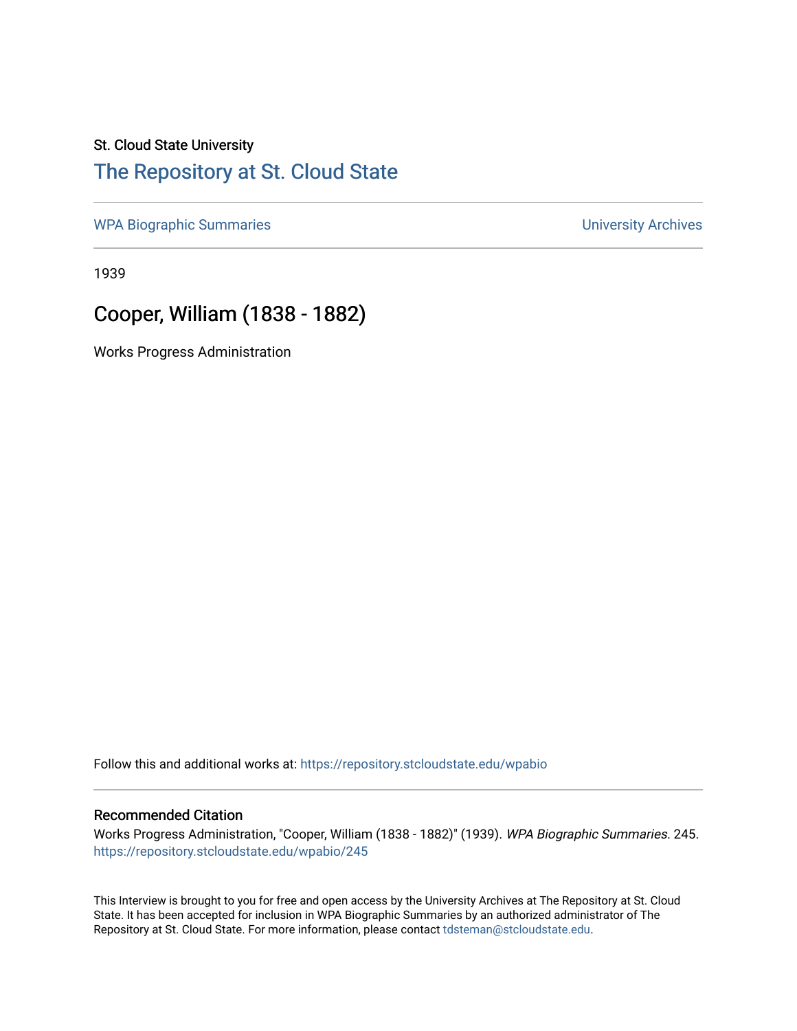St. Cloud State University

## The Repository at St. Cloud State

WPA Biographic Summaries

University Archives

1939

# Cooper, William (1838 - 1882)

Works Progress Administration

Follow this and additional works at: https://repository.stcloudstate.edu/wpabio

### Recommended Citation

Works Progress Administration, "Cooper, William (1838 - 1882)" (1939). *WPA Biographic Summaries*. 245.
https://repository.stcloudstate.edu/wpabio/245

This Interview is brought to you for free and open access by the University Archives at The Repository at St. Cloud State. It has been accepted for inclusion in WPA Biographic Summaries by an authorized administrator of The Repository at St. Cloud State. For more information, please contact tdsteman@stcloudstate.edu.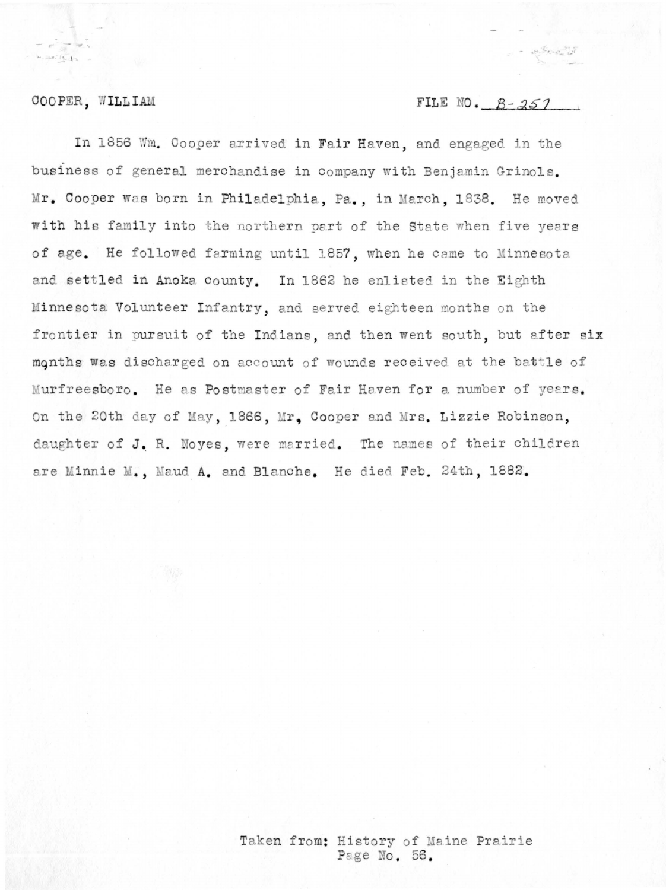COOPER, WILLIAM FILE NO. B-257

In 1856 Wm. Cooper arrived in Fair Haven, and engaged in the business of general merchandise in company with Benjamin Grinols. Mr. Cooper was born in Philadelphia, Pa., in March, 1838. He moved with his family into the northern part of the State when five years of age. He followed farming until 1857, when he came to Minnesota and settled in Anoka county. In 1862 he enlisted in the Eighth Minnesota Volunteer Infantry, and served eighteen months on the frontier in pursuit of the Indians, and then went south, but after six months was discharged on account of wounds received at the battle of Murfreesboro. He as Postmaster of Fair Haven for a number of years. On the 20th day of May, 1866, Mr, Cooper and Mrs. Lizzie Robinson, daughter of J. R. Noyes, were married. The names of their children are Minnie M., Maud A. and Blanche. He died Feb. 24th, 1882.

Taken from: History of Maine Prairie
Page No. 56.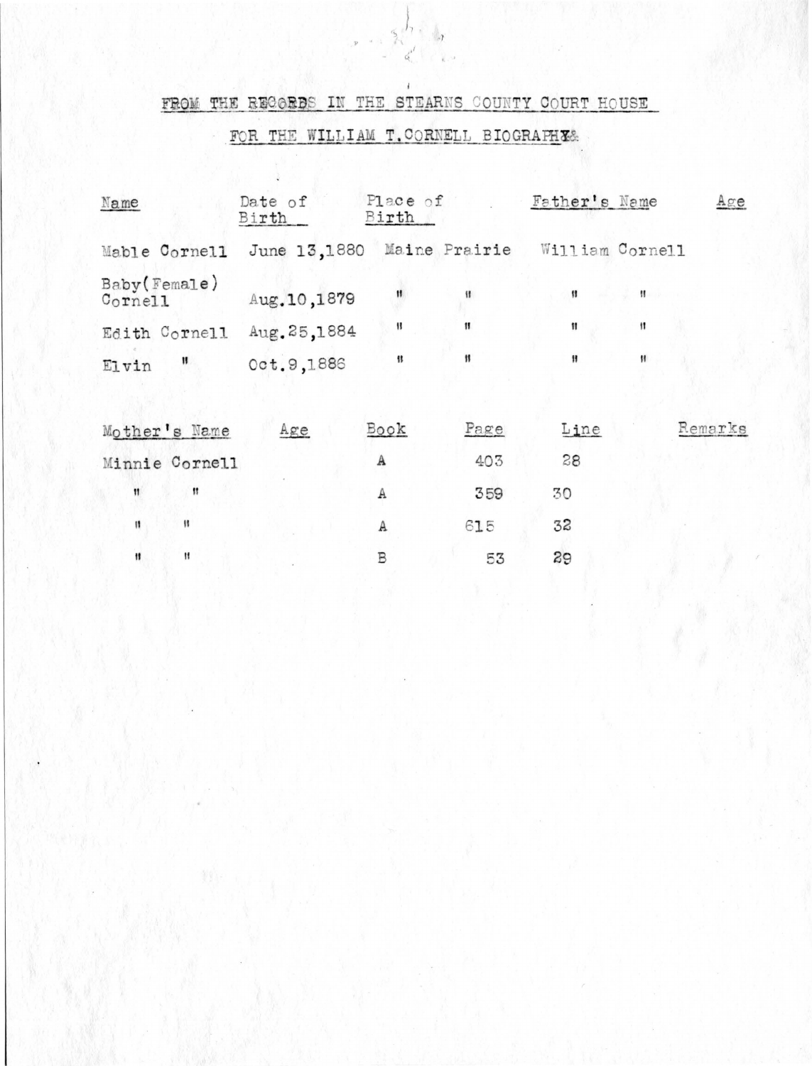FROM THE RECORDS IN THE STEARNS COUNTY COURT HOUSE

FOR THE WILLIAM T.CORNELL BIOGRAPHY

| Name | Date of Birth | Place of Birth | Father's Name | Age |
|---|---|---|---|---|
| Mable Cornell | June 13,1880 | Maine Prairie | William Cornell | |
| Baby(Female) Cornell | Aug.10,1879 | " " | " " | |
| Edith Cornell | Aug.25,1884 | " " | " " | |
| Elvin " | Oct.9,1886 | " " | " " | |

| Mother's Name | Age | Book | Page | Line | Remarks |
|---|---|---|---|---|---|
| Minnie Cornell | | A | 403 | 28 | |
| " " | | A | 359 | 30 | |
| " " | | A | 615 | 32 | |
| " " | | B | 53 | 29 | |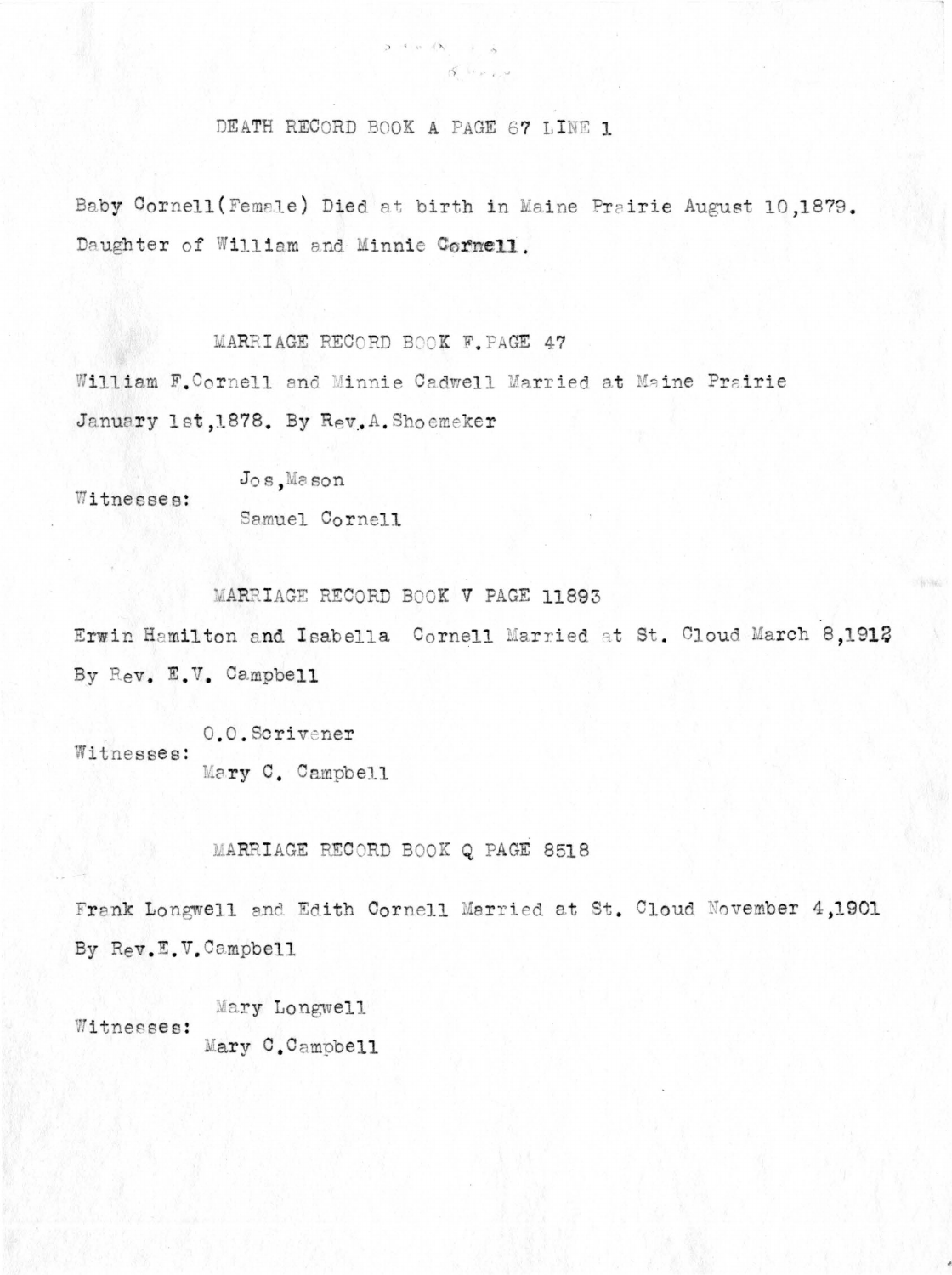DEATH RECORD BOOK A PAGE 67 LINE 1

Baby Cornell(Female) Died at birth in Maine Prairie August 10,1879. Daughter of William and Minnie Cornell.

MARRIAGE RECORD BOOK F.PAGE 47

William F.Cornell and Minnie Cadwell Married at Maine Prairie January 1st,1878. By Rev.A.Shoemeker

Witnesses: Jos,Mason
Samuel Cornell

MARRIAGE RECORD BOOK V PAGE 11893

Erwin Hamilton and Isabella Cornell Married at St. Cloud March 8,1912 By Rev. E.V. Campbell

Witnesses: O.O.Scrivener
Mary C. Campbell

MARRIAGE RECORD BOOK Q PAGE 8518

Frank Longwell and Edith Cornell Married at St. Cloud November 4,1901 By Rev.E.V.Campbell

Witnesses: Mary Longwell
Mary C.Campbell